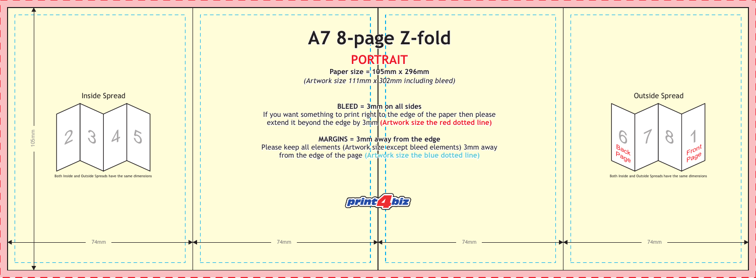# A7 8-page Z-fold

## PORTRAIT

**Paper size = 105mm x 296mm**

*(Artwork size 111mm x 302mm including bleed)*

**BLEED = 3mm on all sides**

If you want something to print right to the edge of the paper then please extend it beyond the edge by 3mm **(Artwork size the red dotted line)**

**MARGINS = 3mm away from the edge**

Please keep all elements (Artwork size except bleed elements) 3mm away from the edge of the page **(Artwork size the blue dotted line)**

print4biz

Inside Spread

2 | 3 | 4 | 5

Both Inside and Outside Spreads have the same dimensions

Outside Spread

6 (Back Page) | 7 | 8 | 1 (Front Page)

Both Inside and Outside Spreads have the same dimensions

105mm

74mm — 74mm — 74mm — 74mm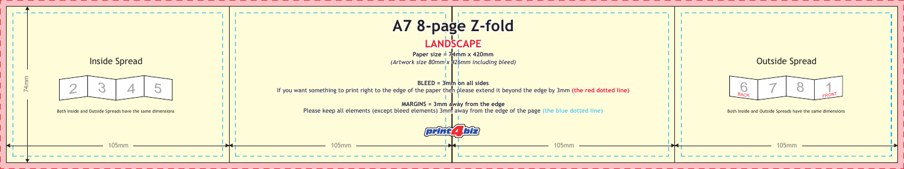# A7 8-page Z-fold

## LANDSCAPE

**Paper size = 74mm x 420mm**

*(Artwork size 80mm x 426mm including bleed)*

**BLEED = 3mm on all sides**

If you want something to print right to the edge of the paper then please extend it beyond the edge by 3mm **(the red dotted line)**

**MARGINS = 3mm away from the edge**

Please keep all elements (except bleed elements) 3mm away from the edge of the page (the blue dotted line)

print4biz

### Inside Spread

2 3 4 5

Both Inside and Outside Spreads have the same dimensions

### Outside Spread

6 BACK 7 8 1 FRONT

Both Inside and Outside Spreads have the same dimensions

74mm

105mm

105mm

105mm

105mm